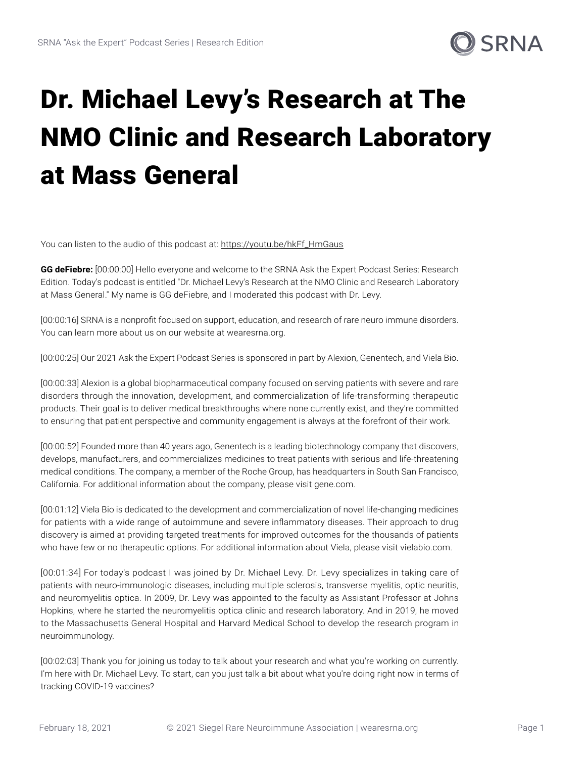# Dr. Michael Levy's Research at The NMO Clinic and Research Laboratory at Mass General

You can listen to the audio of this podcast at: https://youtu.be/hkFf_HmGaus

**GG deFiebre:** [00:00:00] Hello everyone and welcome to the SRNA Ask the Expert Podcast Series: Research Edition. Today's podcast is entitled "Dr. Michael Levy's Research at the NMO Clinic and Research Laboratory at Mass General." My name is GG deFiebre, and I moderated this podcast with Dr. Levy.

[00:00:16] SRNA is a nonprofit focused on support, education, and research of rare neuro immune disorders. You can learn more about us on our website at wearesrna.org.

[00:00:25] Our 2021 Ask the Expert Podcast Series is sponsored in part by Alexion, Genentech, and Viela Bio.

[00:00:33] Alexion is a global biopharmaceutical company focused on serving patients with severe and rare disorders through the innovation, development, and commercialization of life-transforming therapeutic products. Their goal is to deliver medical breakthroughs where none currently exist, and they're committed to ensuring that patient perspective and community engagement is always at the forefront of their work.

[00:00:52] Founded more than 40 years ago, Genentech is a leading biotechnology company that discovers, develops, manufacturers, and commercializes medicines to treat patients with serious and life-threatening medical conditions. The company, a member of the Roche Group, has headquarters in South San Francisco, California. For additional information about the company, please visit gene.com.

[00:01:12] Viela Bio is dedicated to the development and commercialization of novel life-changing medicines for patients with a wide range of autoimmune and severe inflammatory diseases. Their approach to drug discovery is aimed at providing targeted treatments for improved outcomes for the thousands of patients who have few or no therapeutic options. For additional information about Viela, please visit vielabio.com.

[00:01:34] For today's podcast I was joined by Dr. Michael Levy. Dr. Levy specializes in taking care of patients with neuro-immunologic diseases, including multiple sclerosis, transverse myelitis, optic neuritis, and neuromyelitis optica. In 2009, Dr. Levy was appointed to the faculty as Assistant Professor at Johns Hopkins, where he started the neuromyelitis optica clinic and research laboratory. And in 2019, he moved to the Massachusetts General Hospital and Harvard Medical School to develop the research program in neuroimmunology.

[00:02:03] Thank you for joining us today to talk about your research and what you're working on currently. I'm here with Dr. Michael Levy. To start, can you just talk a bit about what you're doing right now in terms of tracking COVID-19 vaccines?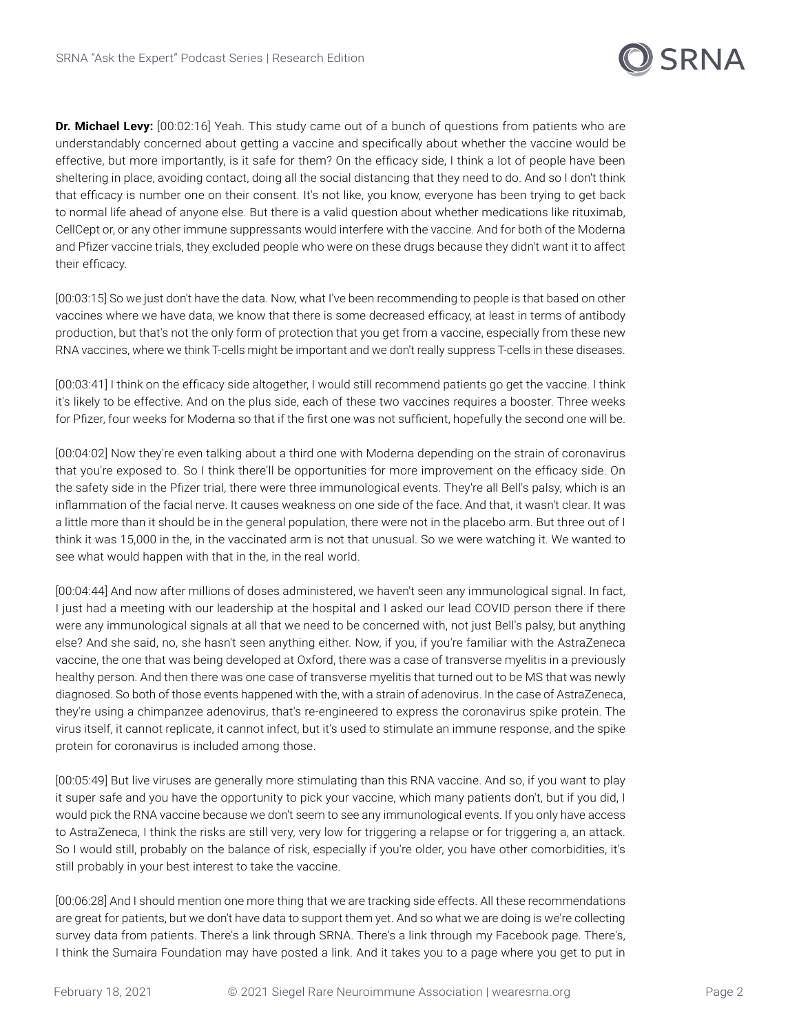**Dr. Michael Levy:** [00:02:16] Yeah. This study came out of a bunch of questions from patients who are understandably concerned about getting a vaccine and specifically about whether the vaccine would be effective, but more importantly, is it safe for them? On the efficacy side, I think a lot of people have been sheltering in place, avoiding contact, doing all the social distancing that they need to do. And so I don't think that efficacy is number one on their consent. It's not like, you know, everyone has been trying to get back to normal life ahead of anyone else. But there is a valid question about whether medications like rituximab, CellCept or, or any other immune suppressants would interfere with the vaccine. And for both of the Moderna and Pfizer vaccine trials, they excluded people who were on these drugs because they didn't want it to affect their efficacy.

[00:03:15] So we just don't have the data. Now, what I've been recommending to people is that based on other vaccines where we have data, we know that there is some decreased efficacy, at least in terms of antibody production, but that's not the only form of protection that you get from a vaccine, especially from these new RNA vaccines, where we think T-cells might be important and we don't really suppress T-cells in these diseases.

[00:03:41] I think on the efficacy side altogether, I would still recommend patients go get the vaccine. I think it's likely to be effective. And on the plus side, each of these two vaccines requires a booster. Three weeks for Pfizer, four weeks for Moderna so that if the first one was not sufficient, hopefully the second one will be.

[00:04:02] Now they're even talking about a third one with Moderna depending on the strain of coronavirus that you're exposed to. So I think there'll be opportunities for more improvement on the efficacy side. On the safety side in the Pfizer trial, there were three immunological events. They're all Bell's palsy, which is an inflammation of the facial nerve. It causes weakness on one side of the face. And that, it wasn't clear. It was a little more than it should be in the general population, there were not in the placebo arm. But three out of I think it was 15,000 in the, in the vaccinated arm is not that unusual. So we were watching it. We wanted to see what would happen with that in the, in the real world.

[00:04:44] And now after millions of doses administered, we haven't seen any immunological signal. In fact, I just had a meeting with our leadership at the hospital and I asked our lead COVID person there if there were any immunological signals at all that we need to be concerned with, not just Bell's palsy, but anything else? And she said, no, she hasn't seen anything either. Now, if you, if you're familiar with the AstraZeneca vaccine, the one that was being developed at Oxford, there was a case of transverse myelitis in a previously healthy person. And then there was one case of transverse myelitis that turned out to be MS that was newly diagnosed. So both of those events happened with the, with a strain of adenovirus. In the case of AstraZeneca, they're using a chimpanzee adenovirus, that's re-engineered to express the coronavirus spike protein. The virus itself, it cannot replicate, it cannot infect, but it's used to stimulate an immune response, and the spike protein for coronavirus is included among those.

[00:05:49] But live viruses are generally more stimulating than this RNA vaccine. And so, if you want to play it super safe and you have the opportunity to pick your vaccine, which many patients don't, but if you did, I would pick the RNA vaccine because we don't seem to see any immunological events. If you only have access to AstraZeneca, I think the risks are still very, very low for triggering a relapse or for triggering a, an attack. So I would still, probably on the balance of risk, especially if you're older, you have other comorbidities, it's still probably in your best interest to take the vaccine.

[00:06:28] And I should mention one more thing that we are tracking side effects. All these recommendations are great for patients, but we don't have data to support them yet. And so what we are doing is we're collecting survey data from patients. There's a link through SRNA. There's a link through my Facebook page. There's, I think the Sumaira Foundation may have posted a link. And it takes you to a page where you get to put in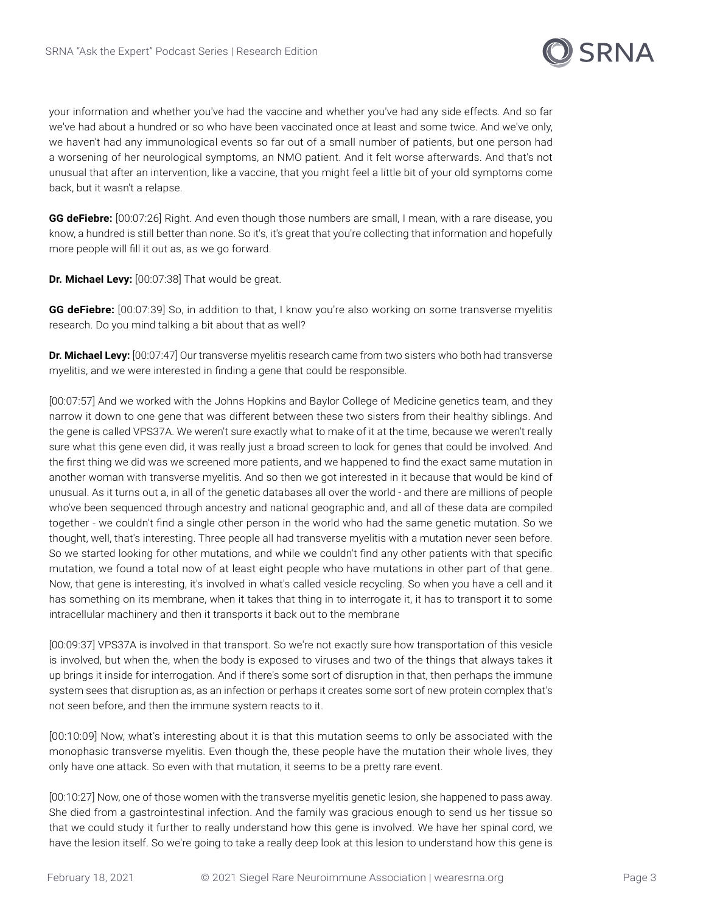your information and whether you've had the vaccine and whether you've had any side effects. And so far we've had about a hundred or so who have been vaccinated once at least and some twice. And we've only, we haven't had any immunological events so far out of a small number of patients, but one person had a worsening of her neurological symptoms, an NMO patient. And it felt worse afterwards. And that's not unusual that after an intervention, like a vaccine, that you might feel a little bit of your old symptoms come back, but it wasn't a relapse.

**GG deFiebre:** [00:07:26] Right. And even though those numbers are small, I mean, with a rare disease, you know, a hundred is still better than none. So it's, it's great that you're collecting that information and hopefully more people will fill it out as, as we go forward.

**Dr. Michael Levy:** [00:07:38] That would be great.

**GG deFiebre:** [00:07:39] So, in addition to that, I know you're also working on some transverse myelitis research. Do you mind talking a bit about that as well?

**Dr. Michael Levy:** [00:07:47] Our transverse myelitis research came from two sisters who both had transverse myelitis, and we were interested in finding a gene that could be responsible.

[00:07:57] And we worked with the Johns Hopkins and Baylor College of Medicine genetics team, and they narrow it down to one gene that was different between these two sisters from their healthy siblings. And the gene is called VPS37A. We weren't sure exactly what to make of it at the time, because we weren't really sure what this gene even did, it was really just a broad screen to look for genes that could be involved. And the first thing we did was we screened more patients, and we happened to find the exact same mutation in another woman with transverse myelitis. And so then we got interested in it because that would be kind of unusual. As it turns out a, in all of the genetic databases all over the world - and there are millions of people who've been sequenced through ancestry and national geographic and, and all of these data are compiled together - we couldn't find a single other person in the world who had the same genetic mutation. So we thought, well, that's interesting. Three people all had transverse myelitis with a mutation never seen before. So we started looking for other mutations, and while we couldn't find any other patients with that specific mutation, we found a total now of at least eight people who have mutations in other part of that gene. Now, that gene is interesting, it's involved in what's called vesicle recycling. So when you have a cell and it has something on its membrane, when it takes that thing in to interrogate it, it has to transport it to some intracellular machinery and then it transports it back out to the membrane

[00:09:37] VPS37A is involved in that transport. So we're not exactly sure how transportation of this vesicle is involved, but when the, when the body is exposed to viruses and two of the things that always takes it up brings it inside for interrogation. And if there's some sort of disruption in that, then perhaps the immune system sees that disruption as, as an infection or perhaps it creates some sort of new protein complex that's not seen before, and then the immune system reacts to it.

[00:10:09] Now, what's interesting about it is that this mutation seems to only be associated with the monophasic transverse myelitis. Even though the, these people have the mutation their whole lives, they only have one attack. So even with that mutation, it seems to be a pretty rare event.

[00:10:27] Now, one of those women with the transverse myelitis genetic lesion, she happened to pass away. She died from a gastrointestinal infection. And the family was gracious enough to send us her tissue so that we could study it further to really understand how this gene is involved. We have her spinal cord, we have the lesion itself. So we're going to take a really deep look at this lesion to understand how this gene is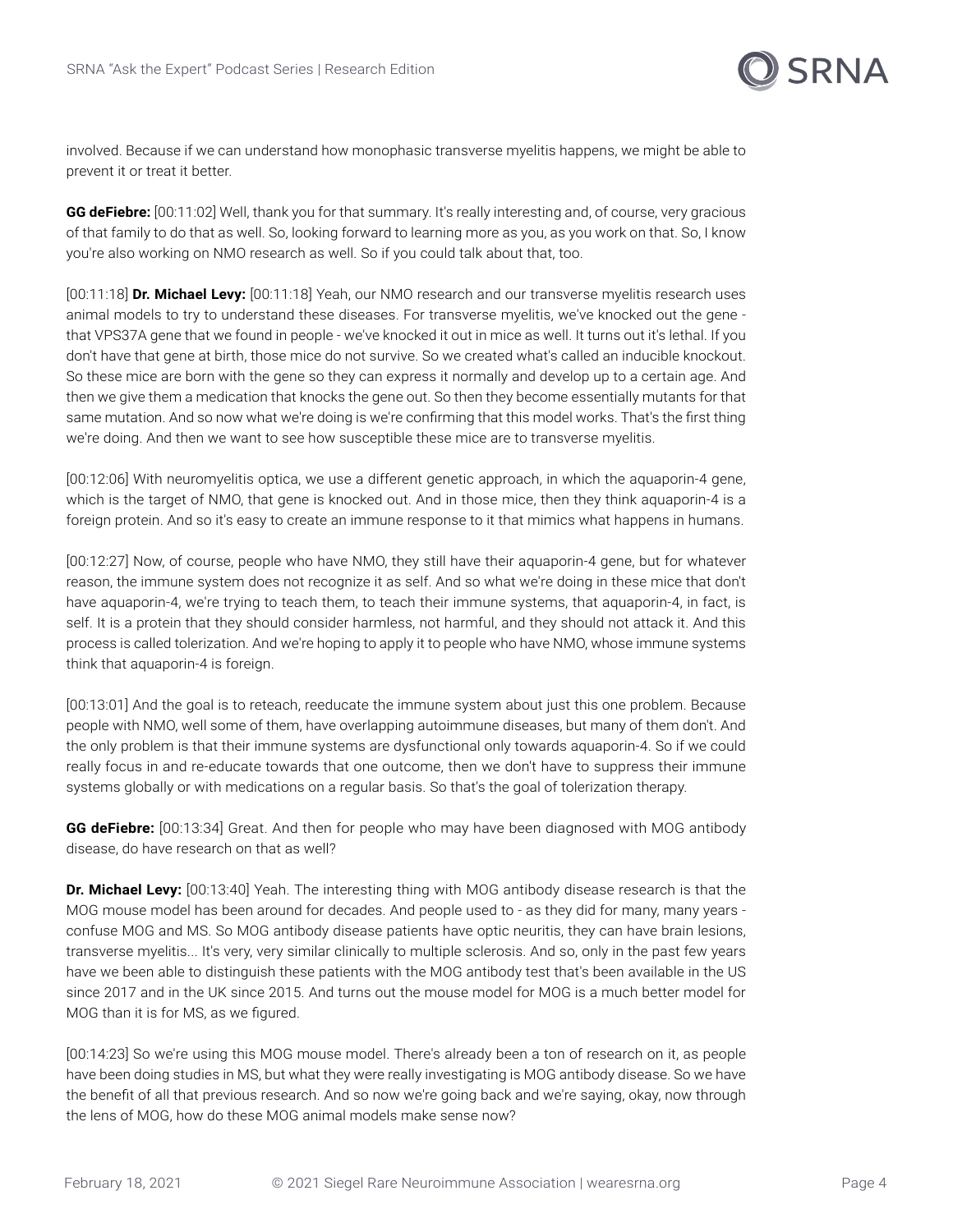involved. Because if we can understand how monophasic transverse myelitis happens, we might be able to prevent it or treat it better.

**GG deFiebre:** [00:11:02] Well, thank you for that summary. It's really interesting and, of course, very gracious of that family to do that as well. So, looking forward to learning more as you, as you work on that. So, I know you're also working on NMO research as well. So if you could talk about that, too.

[00:11:18] **Dr. Michael Levy:** [00:11:18] Yeah, our NMO research and our transverse myelitis research uses animal models to try to understand these diseases. For transverse myelitis, we've knocked out the gene - that VPS37A gene that we found in people - we've knocked it out in mice as well. It turns out it's lethal. If you don't have that gene at birth, those mice do not survive. So we created what's called an inducible knockout. So these mice are born with the gene so they can express it normally and develop up to a certain age. And then we give them a medication that knocks the gene out. So then they become essentially mutants for that same mutation. And so now what we're doing is we're confirming that this model works. That's the first thing we're doing. And then we want to see how susceptible these mice are to transverse myelitis.

[00:12:06] With neuromyelitis optica, we use a different genetic approach, in which the aquaporin-4 gene, which is the target of NMO, that gene is knocked out. And in those mice, then they think aquaporin-4 is a foreign protein. And so it's easy to create an immune response to it that mimics what happens in humans.

[00:12:27] Now, of course, people who have NMO, they still have their aquaporin-4 gene, but for whatever reason, the immune system does not recognize it as self. And so what we're doing in these mice that don't have aquaporin-4, we're trying to teach them, to teach their immune systems, that aquaporin-4, in fact, is self. It is a protein that they should consider harmless, not harmful, and they should not attack it. And this process is called tolerization. And we're hoping to apply it to people who have NMO, whose immune systems think that aquaporin-4 is foreign.

[00:13:01] And the goal is to reteach, reeducate the immune system about just this one problem. Because people with NMO, well some of them, have overlapping autoimmune diseases, but many of them don't. And the only problem is that their immune systems are dysfunctional only towards aquaporin-4. So if we could really focus in and re-educate towards that one outcome, then we don't have to suppress their immune systems globally or with medications on a regular basis. So that's the goal of tolerization therapy.

**GG deFiebre:** [00:13:34] Great. And then for people who may have been diagnosed with MOG antibody disease, do have research on that as well?

**Dr. Michael Levy:** [00:13:40] Yeah. The interesting thing with MOG antibody disease research is that the MOG mouse model has been around for decades. And people used to - as they did for many, many years - confuse MOG and MS. So MOG antibody disease patients have optic neuritis, they can have brain lesions, transverse myelitis... It's very, very similar clinically to multiple sclerosis. And so, only in the past few years have we been able to distinguish these patients with the MOG antibody test that's been available in the US since 2017 and in the UK since 2015. And turns out the mouse model for MOG is a much better model for MOG than it is for MS, as we figured.

[00:14:23] So we're using this MOG mouse model. There's already been a ton of research on it, as people have been doing studies in MS, but what they were really investigating is MOG antibody disease. So we have the benefit of all that previous research. And so now we're going back and we're saying, okay, now through the lens of MOG, how do these MOG animal models make sense now?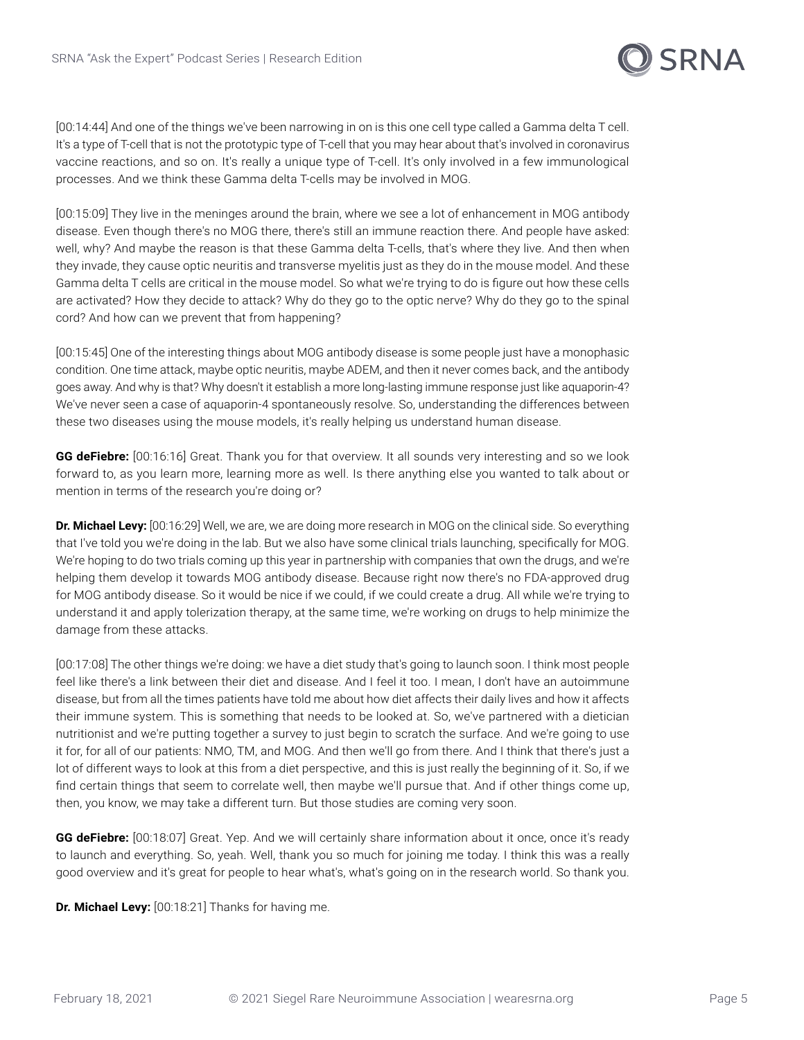[00:14:44] And one of the things we've been narrowing in on is this one cell type called a Gamma delta T cell. It's a type of T-cell that is not the prototypic type of T-cell that you may hear about that's involved in coronavirus vaccine reactions, and so on. It's really a unique type of T-cell. It's only involved in a few immunological processes. And we think these Gamma delta T-cells may be involved in MOG.

[00:15:09] They live in the meninges around the brain, where we see a lot of enhancement in MOG antibody disease. Even though there's no MOG there, there's still an immune reaction there. And people have asked: well, why? And maybe the reason is that these Gamma delta T-cells, that's where they live. And then when they invade, they cause optic neuritis and transverse myelitis just as they do in the mouse model. And these Gamma delta T cells are critical in the mouse model. So what we're trying to do is figure out how these cells are activated? How they decide to attack? Why do they go to the optic nerve? Why do they go to the spinal cord? And how can we prevent that from happening?

[00:15:45] One of the interesting things about MOG antibody disease is some people just have a monophasic condition. One time attack, maybe optic neuritis, maybe ADEM, and then it never comes back, and the antibody goes away. And why is that? Why doesn't it establish a more long-lasting immune response just like aquaporin-4? We've never seen a case of aquaporin-4 spontaneously resolve. So, understanding the differences between these two diseases using the mouse models, it's really helping us understand human disease.

**GG deFiebre:** [00:16:16] Great. Thank you for that overview. It all sounds very interesting and so we look forward to, as you learn more, learning more as well. Is there anything else you wanted to talk about or mention in terms of the research you're doing or?

**Dr. Michael Levy:** [00:16:29] Well, we are, we are doing more research in MOG on the clinical side. So everything that I've told you we're doing in the lab. But we also have some clinical trials launching, specifically for MOG. We're hoping to do two trials coming up this year in partnership with companies that own the drugs, and we're helping them develop it towards MOG antibody disease. Because right now there's no FDA-approved drug for MOG antibody disease. So it would be nice if we could, if we could create a drug. All while we're trying to understand it and apply tolerization therapy, at the same time, we're working on drugs to help minimize the damage from these attacks.

[00:17:08] The other things we're doing: we have a diet study that's going to launch soon. I think most people feel like there's a link between their diet and disease. And I feel it too. I mean, I don't have an autoimmune disease, but from all the times patients have told me about how diet affects their daily lives and how it affects their immune system. This is something that needs to be looked at. So, we've partnered with a dietician nutritionist and we're putting together a survey to just begin to scratch the surface. And we're going to use it for, for all of our patients: NMO, TM, and MOG. And then we'll go from there. And I think that there's just a lot of different ways to look at this from a diet perspective, and this is just really the beginning of it. So, if we find certain things that seem to correlate well, then maybe we'll pursue that. And if other things come up, then, you know, we may take a different turn. But those studies are coming very soon.

**GG deFiebre:** [00:18:07] Great. Yep. And we will certainly share information about it once, once it's ready to launch and everything. So, yeah. Well, thank you so much for joining me today. I think this was a really good overview and it's great for people to hear what's, what's going on in the research world. So thank you.

**Dr. Michael Levy:** [00:18:21] Thanks for having me.